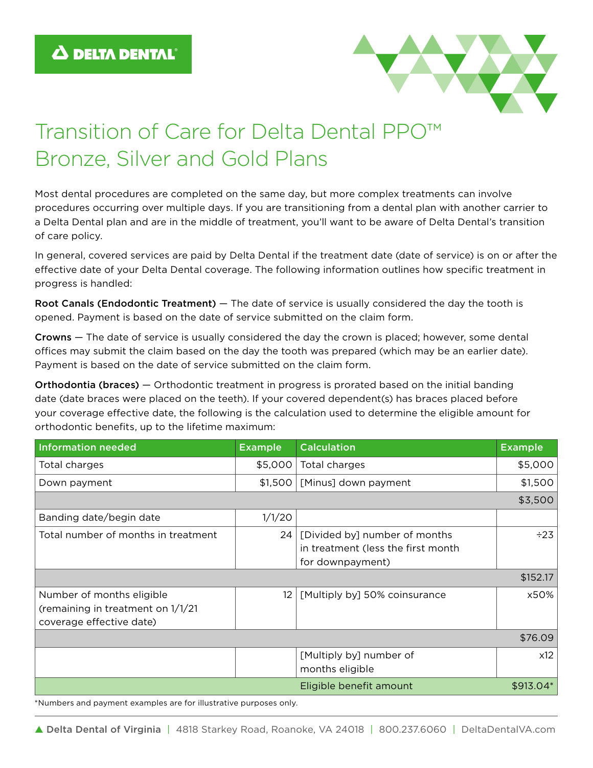# Transition of Care for Delta Dental PPO™ Bronze, Silver and Gold Plans

Most dental procedures are completed on the same day, but more complex treatments can involve procedures occurring over multiple days. If you are transitioning from a dental plan with another carrier to a Delta Dental plan and are in the middle of treatment, you'll want to be aware of Delta Dental's transition of care policy.

In general, covered services are paid by Delta Dental if the treatment date (date of service) is on or after the effective date of your Delta Dental coverage. The following information outlines how specific treatment in progress is handled:

**Root Canals (Endodontic Treatment)** — The date of service is usually considered the day the tooth is opened. Payment is based on the date of service submitted on the claim form.

**Crowns** — The date of service is usually considered the day the crown is placed; however, some dental offices may submit the claim based on the day the tooth was prepared (which may be an earlier date). Payment is based on the date of service submitted on the claim form.

**Orthodontia (braces)** — Orthodontic treatment in progress is prorated based on the initial banding date (date braces were placed on the teeth). If your covered dependent(s) has braces placed before your coverage effective date, the following is the calculation used to determine the eligible amount for orthodontic benefits, up to the lifetime maximum:

| Information needed | Example | Calculation | Example |
|---|---|---|---|
| Total charges | $5,000 | Total charges | $5,000 |
| Down payment | $1,500 | [Minus] down payment | $1,500 |
| | | | $3,500 |
| Banding date/begin date | 1/1/20 | | |
| Total number of months in treatment | 24 | [Divided by] number of months in treatment (less the first month for downpayment) | ÷23 |
| | | | $152.17 |
| Number of months eligible (remaining in treatment on 1/1/21 coverage effective date) | 12 | [Multiply by] 50% coinsurance | x50% |
| | | | $76.09 |
| | | [Multiply by] number of months eligible | x12 |
| | | Eligible benefit amount | $913.04* |

*Numbers and payment examples are for illustrative purposes only.

Delta Dental of Virginia | 4818 Starkey Road, Roanoke, VA 24018 | 800.237.6060 | DeltaDentalVA.com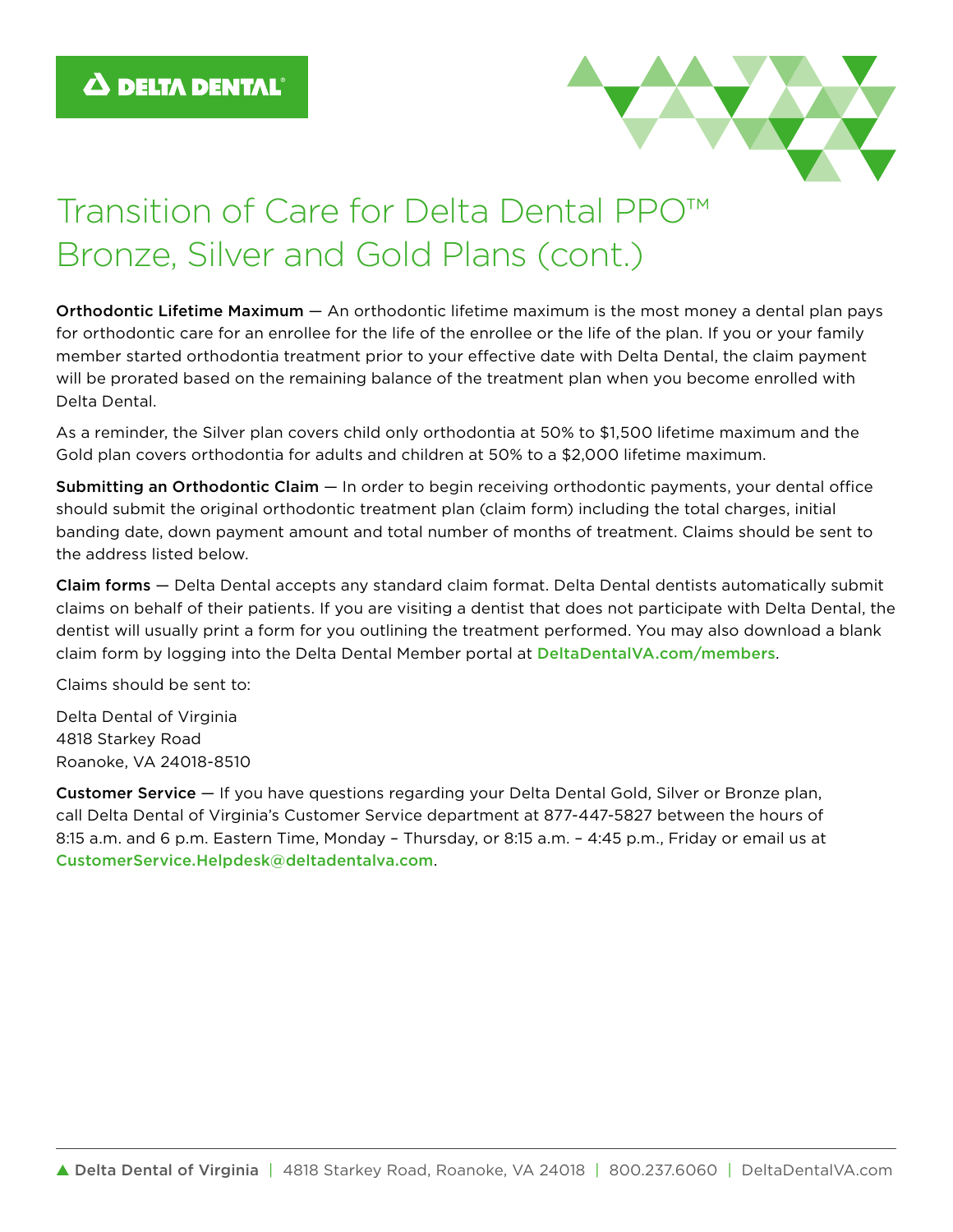# Transition of Care for Delta Dental PPO™ Bronze, Silver and Gold Plans (cont.)

**Orthodontic Lifetime Maximum** — An orthodontic lifetime maximum is the most money a dental plan pays for orthodontic care for an enrollee for the life of the enrollee or the life of the plan. If you or your family member started orthodontia treatment prior to your effective date with Delta Dental, the claim payment will be prorated based on the remaining balance of the treatment plan when you become enrolled with Delta Dental.

As a reminder, the Silver plan covers child only orthodontia at 50% to $1,500 lifetime maximum and the Gold plan covers orthodontia for adults and children at 50% to a $2,000 lifetime maximum.

**Submitting an Orthodontic Claim** — In order to begin receiving orthodontic payments, your dental office should submit the original orthodontic treatment plan (claim form) including the total charges, initial banding date, down payment amount and total number of months of treatment. Claims should be sent to the address listed below.

**Claim forms** — Delta Dental accepts any standard claim format. Delta Dental dentists automatically submit claims on behalf of their patients. If you are visiting a dentist that does not participate with Delta Dental, the dentist will usually print a form for you outlining the treatment performed. You may also download a blank claim form by logging into the Delta Dental Member portal at DeltaDentalVA.com/members.

Claims should be sent to:

Delta Dental of Virginia
4818 Starkey Road
Roanoke, VA 24018-8510

**Customer Service** — If you have questions regarding your Delta Dental Gold, Silver or Bronze plan, call Delta Dental of Virginia's Customer Service department at 877-447-5827 between the hours of 8:15 a.m. and 6 p.m. Eastern Time, Monday – Thursday, or 8:15 a.m. – 4:45 p.m., Friday or email us at CustomerService.Helpdesk@deltadentalva.com.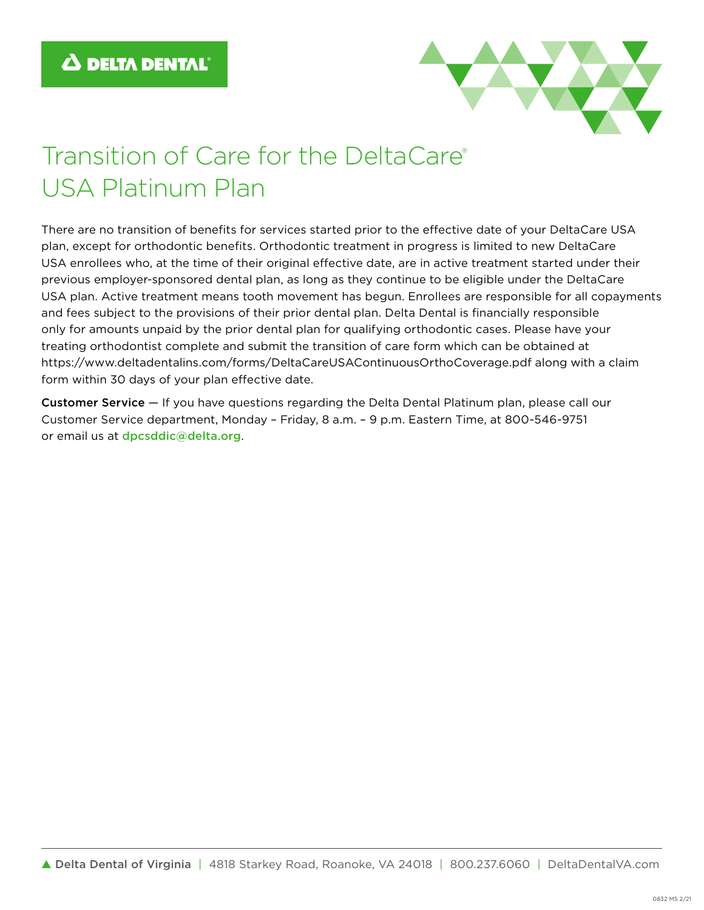# Transition of Care for the DeltaCare® USA Platinum Plan

There are no transition of benefits for services started prior to the effective date of your DeltaCare USA plan, except for orthodontic benefits. Orthodontic treatment in progress is limited to new DeltaCare USA enrollees who, at the time of their original effective date, are in active treatment started under their previous employer-sponsored dental plan, as long as they continue to be eligible under the DeltaCare USA plan. Active treatment means tooth movement has begun. Enrollees are responsible for all copayments and fees subject to the provisions of their prior dental plan. Delta Dental is financially responsible only for amounts unpaid by the prior dental plan for qualifying orthodontic cases. Please have your treating orthodontist complete and submit the transition of care form which can be obtained at https://www.deltadentalins.com/forms/DeltaCareUSAContinuousOrthoCoverage.pdf along with a claim form within 30 days of your plan effective date.

**Customer Service** — If you have questions regarding the Delta Dental Platinum plan, please call our Customer Service department, Monday – Friday, 8 a.m. – 9 p.m. Eastern Time, at 800-546-9751 or email us at dpcsddic@delta.org.

**Delta Dental of Virginia** | 4818 Starkey Road, Roanoke, VA 24018 | 800.237.6060 | DeltaDentalVA.com

0832 MS 2/21